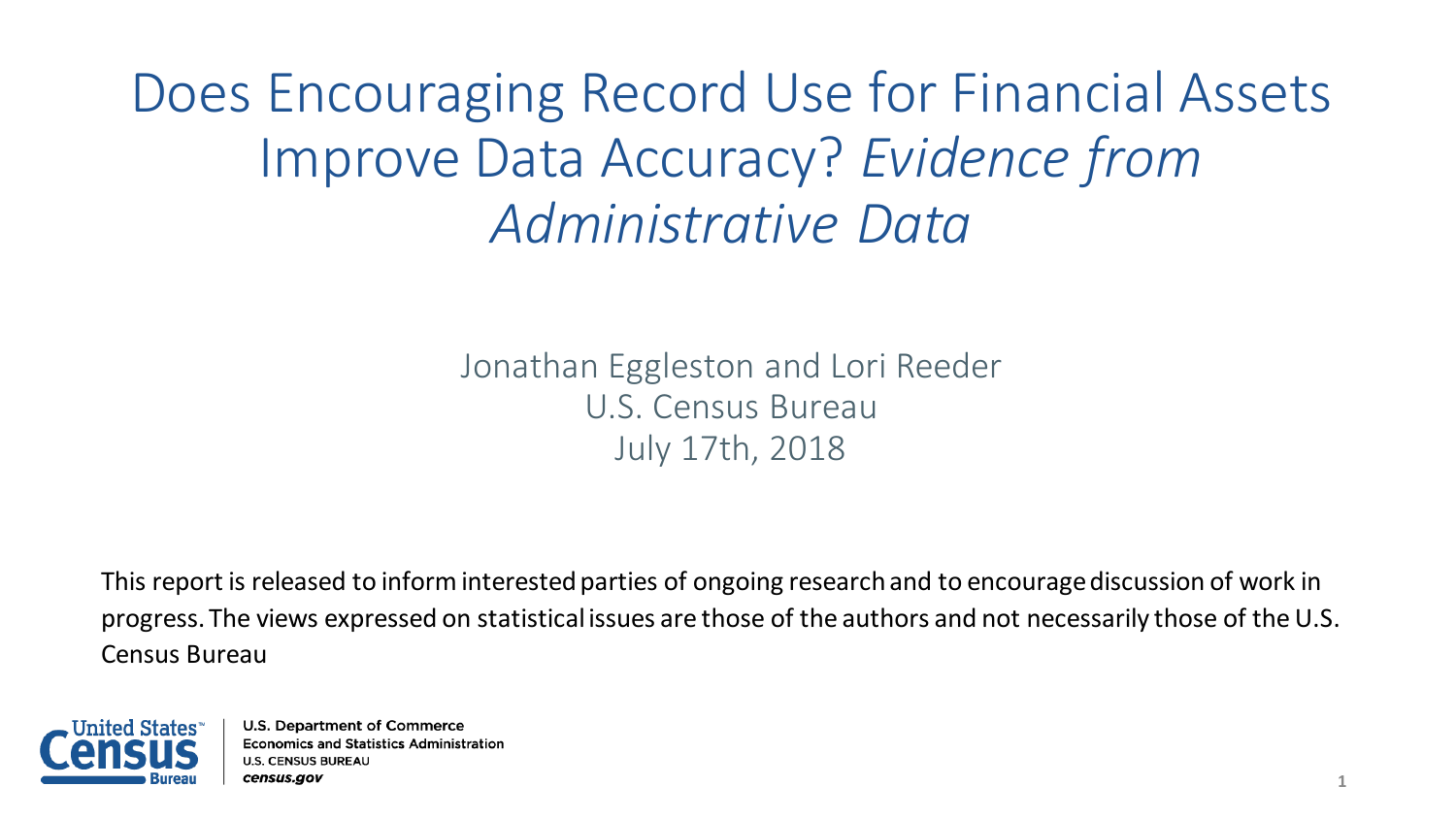# Does Encouraging Record Use for Financial Assets Improve Data Accuracy? *Evidence from Administrative Data*

Jonathan Eggleston and Lori Reeder
U.S. Census Bureau
July 17th, 2018

This report is released to inform interested parties of ongoing research and to encourage discussion of work in progress. The views expressed on statistical issues are those of the authors and not necessarily those of the U.S. Census Bureau

U.S. Department of Commerce
Economics and Statistics Administration
U.S. CENSUS BUREAU
*census.gov*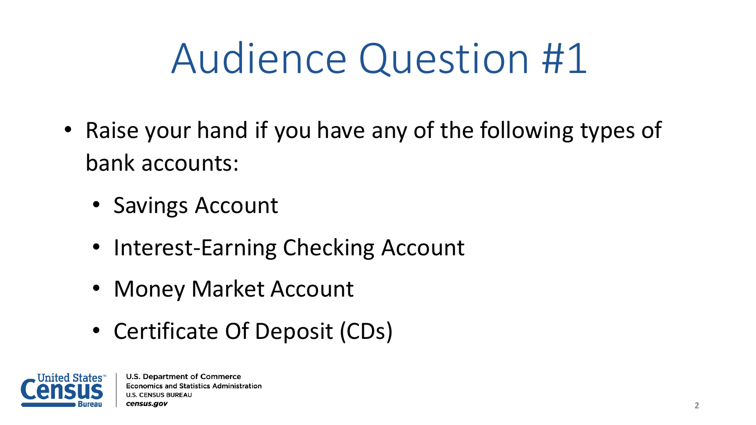# Audience Question #1

- Raise your hand if you have any of the following types of bank accounts:
  - Savings Account
  - Interest-Earning Checking Account
  - Money Market Account
  - Certificate Of Deposit (CDs)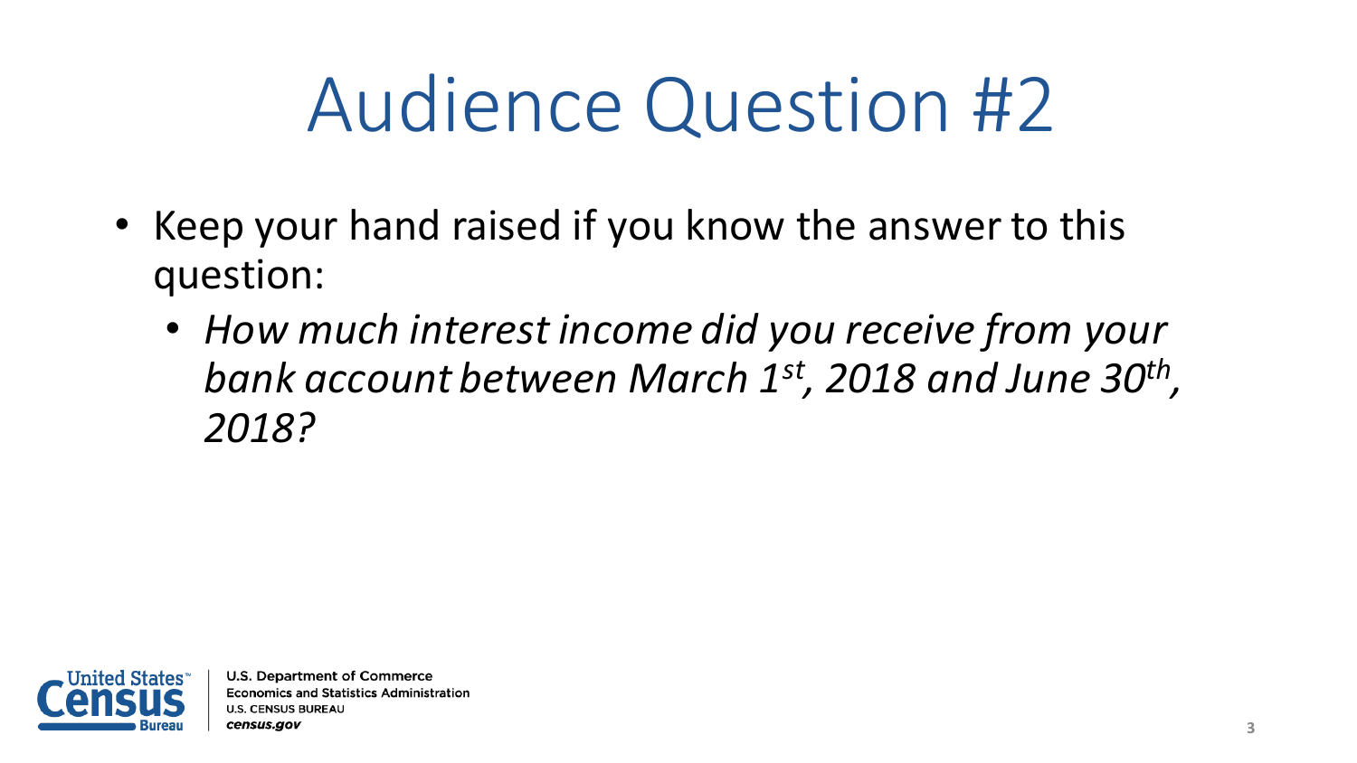# Audience Question #2

- Keep your hand raised if you know the answer to this question:
  - *How much interest income did you receive from your bank account between March 1st, 2018 and June 30th, 2018?*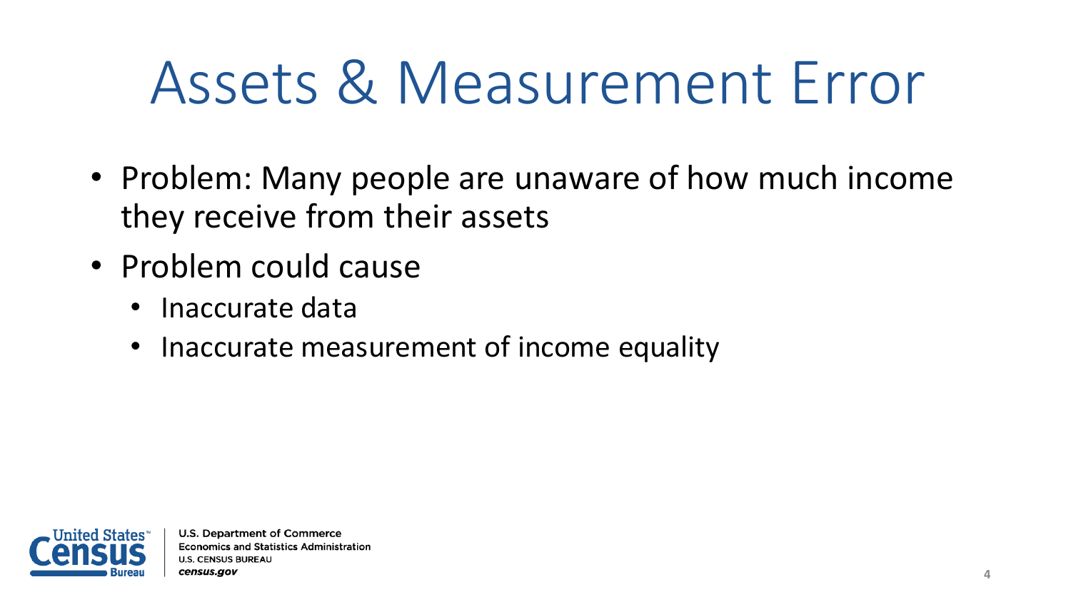# Assets & Measurement Error

- Problem: Many people are unaware of how much income they receive from their assets
- Problem could cause
  - Inaccurate data
  - Inaccurate measurement of income equality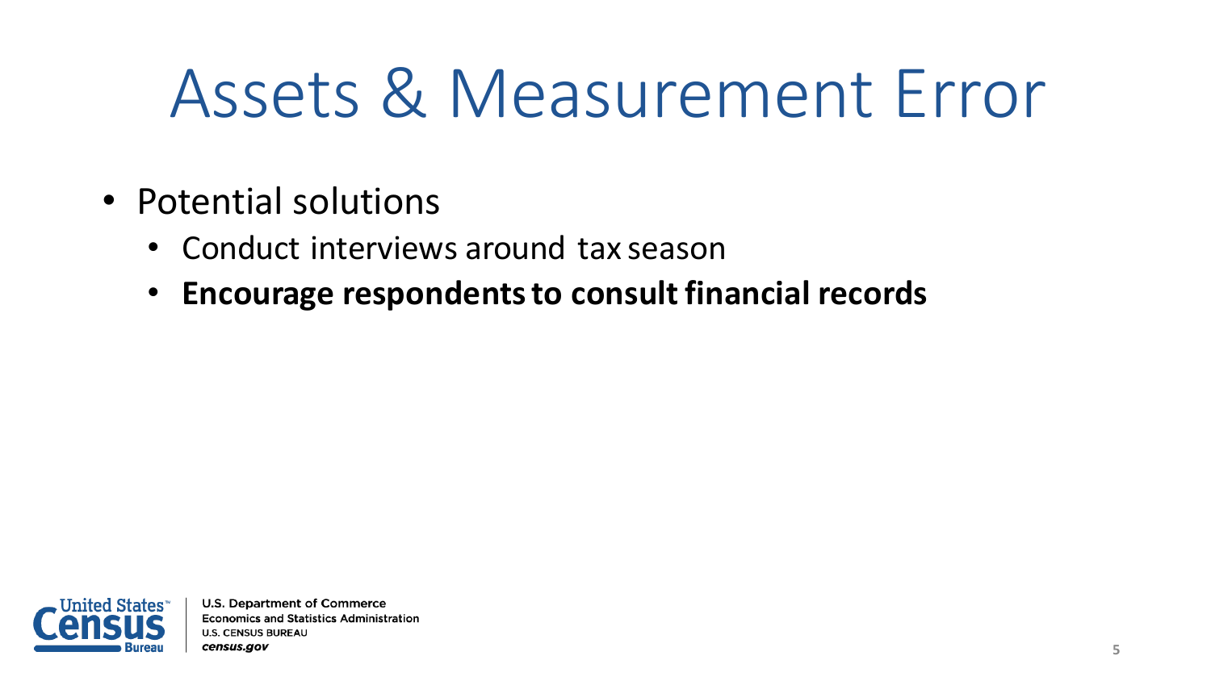# Assets & Measurement Error

- Potential solutions
  - Conduct interviews around tax season
  - **Encourage respondents to consult financial records**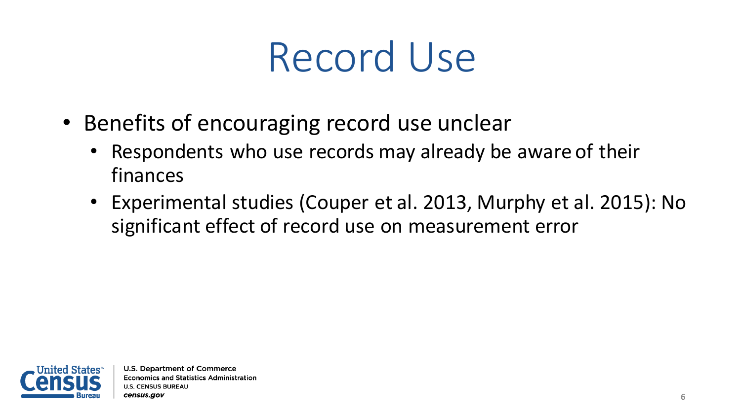# Record Use

- Benefits of encouraging record use unclear
  - Respondents who use records may already be aware of their finances
  - Experimental studies (Couper et al. 2013, Murphy et al. 2015): No significant effect of record use on measurement error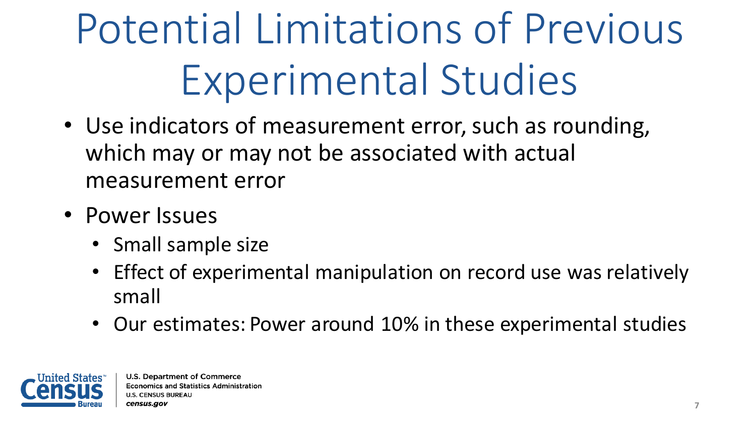# Potential Limitations of Previous Experimental Studies

- Use indicators of measurement error, such as rounding, which may or may not be associated with actual measurement error
- Power Issues
  - Small sample size
  - Effect of experimental manipulation on record use was relatively small
  - Our estimates: Power around 10% in these experimental studies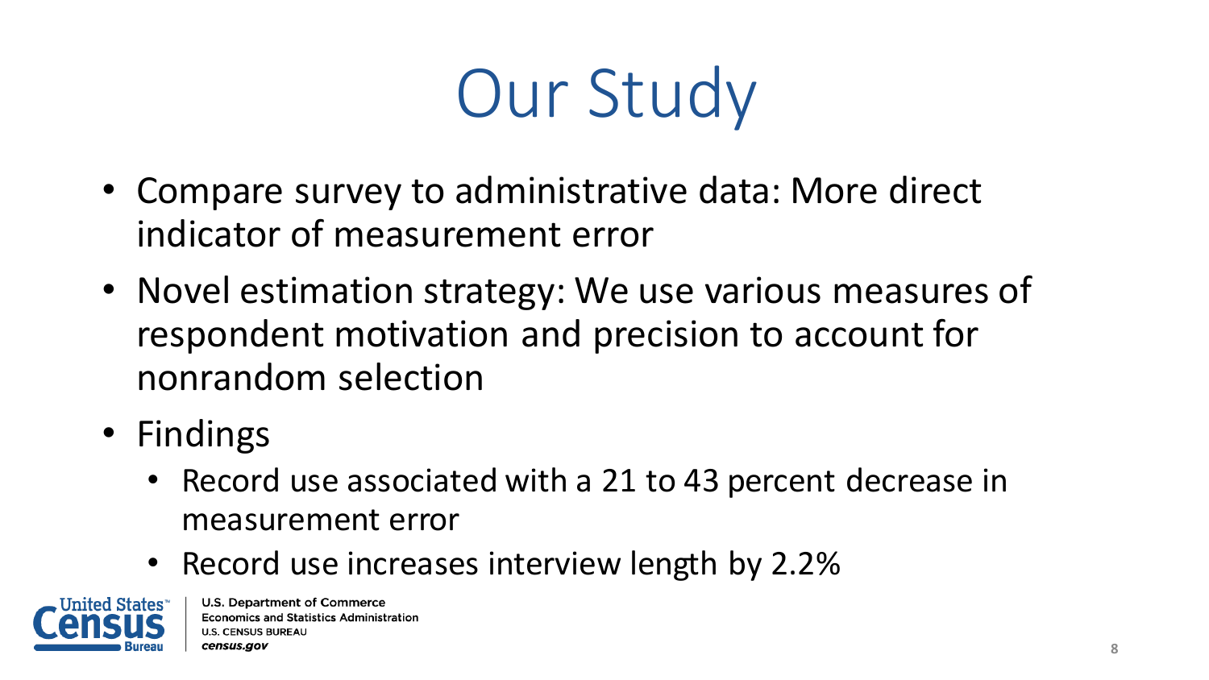# Our Study

- Compare survey to administrative data: More direct indicator of measurement error
- Novel estimation strategy: We use various measures of respondent motivation and precision to account for nonrandom selection
- Findings
  - Record use associated with a 21 to 43 percent decrease in measurement error
  - Record use increases interview length by 2.2%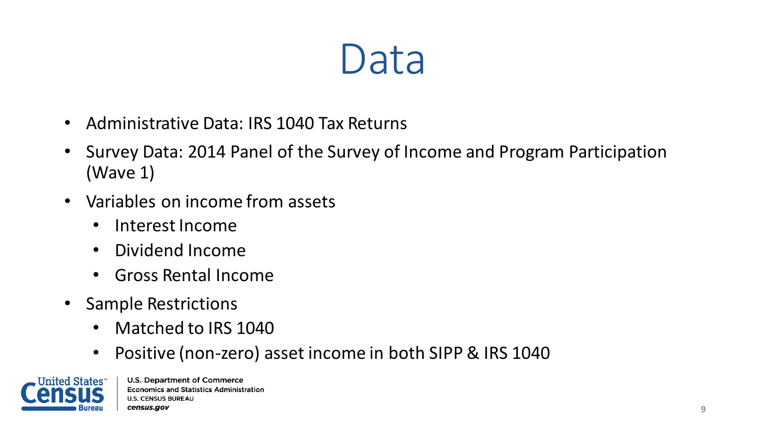# Data

- Administrative Data: IRS 1040 Tax Returns
- Survey Data: 2014 Panel of the Survey of Income and Program Participation (Wave 1)
- Variables on income from assets
  - Interest Income
  - Dividend Income
  - Gross Rental Income
- Sample Restrictions
  - Matched to IRS 1040
  - Positive (non-zero) asset income in both SIPP & IRS 1040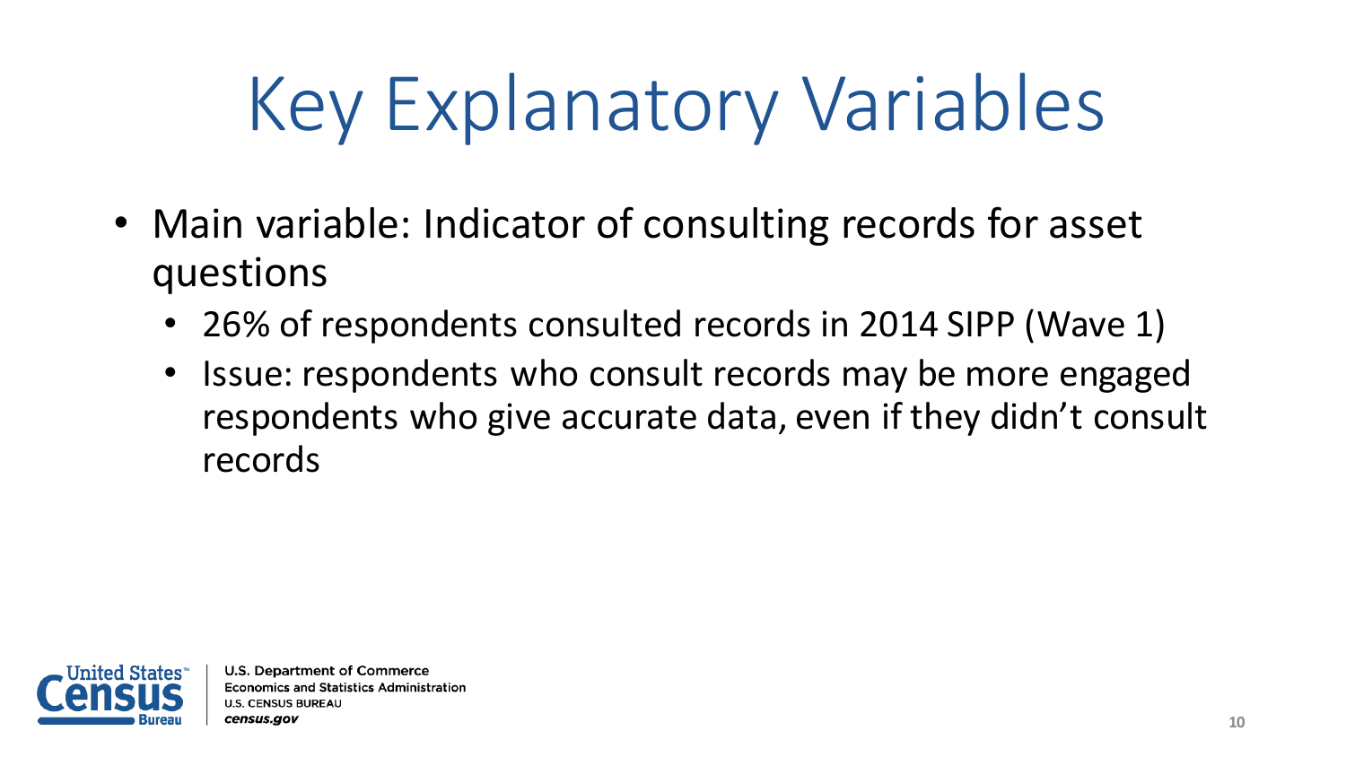# Key Explanatory Variables

- Main variable: Indicator of consulting records for asset questions
  - 26% of respondents consulted records in 2014 SIPP (Wave 1)
  - Issue: respondents who consult records may be more engaged respondents who give accurate data, even if they didn't consult records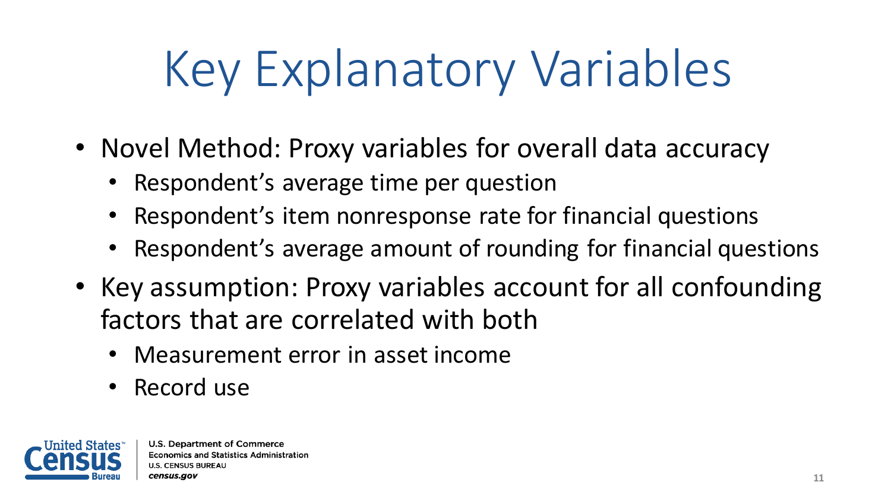# Key Explanatory Variables

- Novel Method: Proxy variables for overall data accuracy
  - Respondent's average time per question
  - Respondent's item nonresponse rate for financial questions
  - Respondent's average amount of rounding for financial questions
- Key assumption: Proxy variables account for all confounding factors that are correlated with both
  - Measurement error in asset income
  - Record use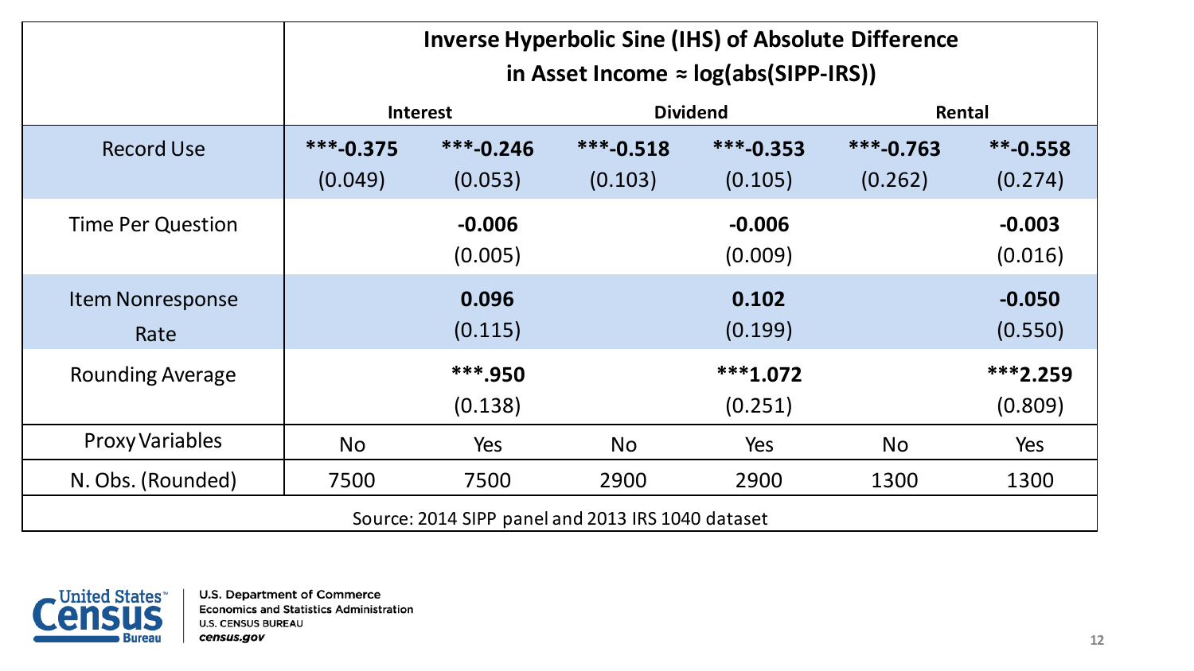| | Inverse Hyperbolic Sine (IHS) of Absolute Difference in Asset Income ≈ log(abs(SIPP-IRS)) | | | | | |
|---|---|---|---|---|---|---|
| | Interest | | Dividend | | Rental | |
| Record Use | ***-0.375<br>(0.049) | ***-0.246<br>(0.053) | ***-0.518<br>(0.103) | ***-0.353<br>(0.105) | ***-0.763<br>(0.262) | **-0.558<br>(0.274) |
| Time Per Question | | -0.006<br>(0.005) | | -0.006<br>(0.009) | | -0.003<br>(0.016) |
| Item Nonresponse Rate | | 0.096<br>(0.115) | | 0.102<br>(0.199) | | -0.050<br>(0.550) |
| Rounding Average | | ***.950<br>(0.138) | | ***1.072<br>(0.251) | | ***2.259<br>(0.809) |
| Proxy Variables | No | Yes | No | Yes | No | Yes |
| N. Obs. (Rounded) | 7500 | 7500 | 2900 | 2900 | 1300 | 1300 |

Source: 2014 SIPP panel and 2013 IRS 1040 dataset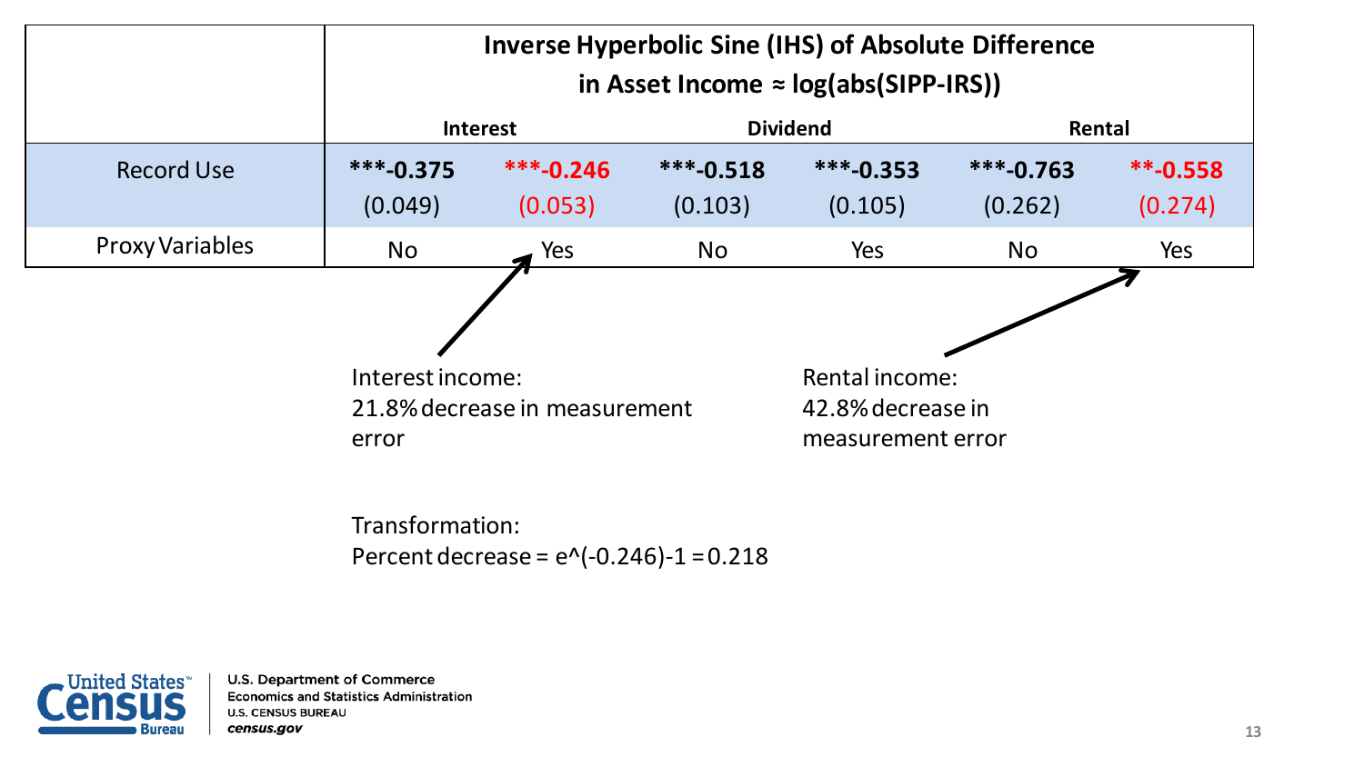| | Inverse Hyperbolic Sine (IHS) of Absolute Difference in Asset Income ≈ log(abs(SIPP-IRS)) | | | | | |
|---|---|---|---|---|---|---|
| | Interest | | Dividend | | Rental | |
| Record Use | ***-0.375 (0.049) | ***-0.246 (0.053) | ***-0.518 (0.103) | ***-0.353 (0.105) | ***-0.763 (0.262) | **-0.558 (0.274) |
| Proxy Variables | No | Yes | No | Yes | No | Yes |

Interest income:
21.8% decrease in measurement error

Rental income:
42.8% decrease in measurement error

Transformation:
Percent decrease = e^(-0.246)-1 = 0.218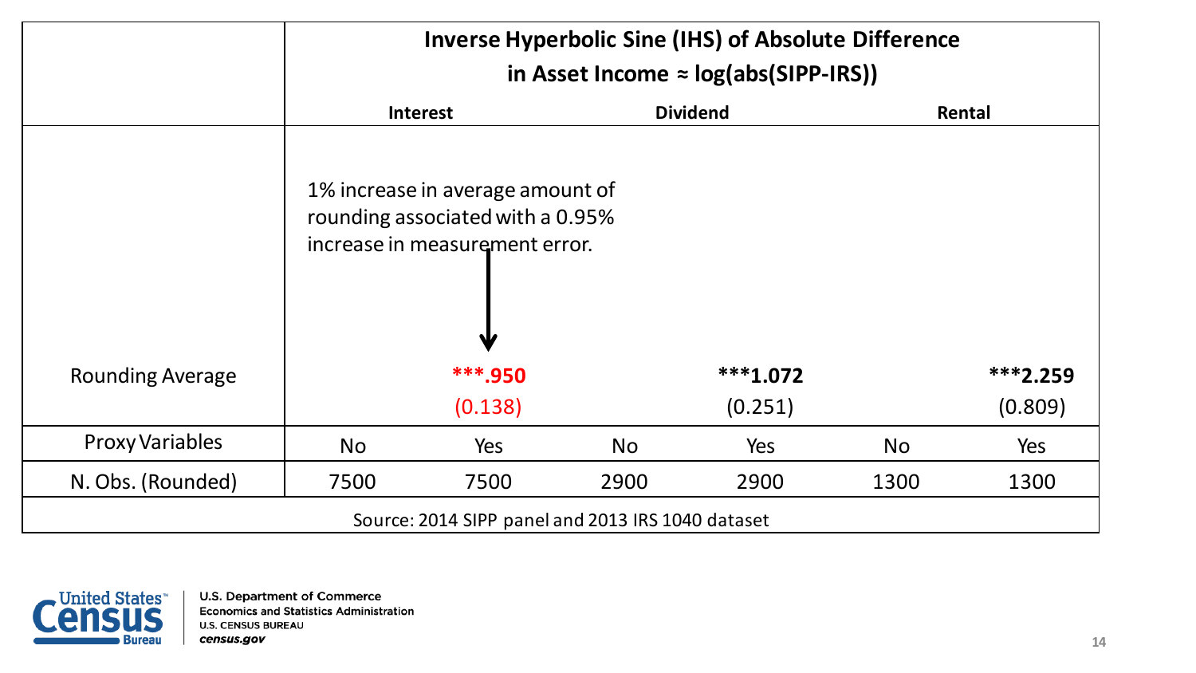| | Inverse Hyperbolic Sine (IHS) of Absolute Difference in Asset Income ≈ log(abs(SIPP-IRS)) | | | | | |
|---|---|---|---|---|---|---|
| | Interest | | Dividend | | Rental | |
| Rounding Average | | ***.950<br>(0.138) | | ***1.072<br>(0.251) | | ***2.259<br>(0.809) |
| Proxy Variables | No | Yes | No | Yes | No | Yes |
| N. Obs. (Rounded) | 7500 | 7500 | 2900 | 2900 | 1300 | 1300 |

1% increase in average amount of rounding associated with a 0.95% increase in measurement error.

Source: 2014 SIPP panel and 2013 IRS 1040 dataset

U.S. Department of Commerce
Economics and Statistics Administration
U.S. CENSUS BUREAU
*census.gov*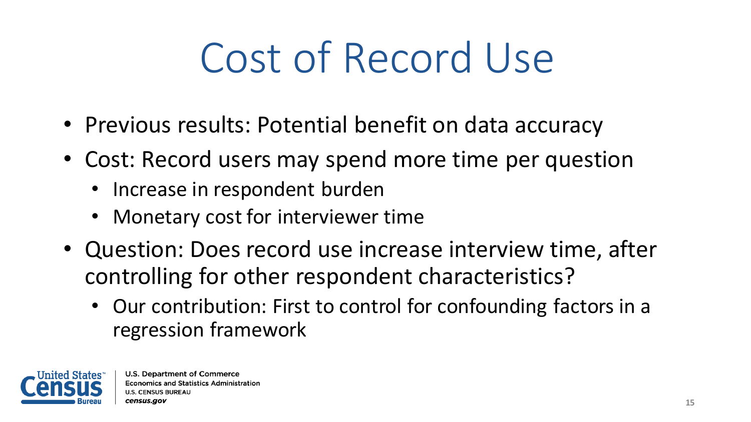# Cost of Record Use

- Previous results: Potential benefit on data accuracy
- Cost: Record users may spend more time per question
  - Increase in respondent burden
  - Monetary cost for interviewer time
- Question: Does record use increase interview time, after controlling for other respondent characteristics?
  - Our contribution: First to control for confounding factors in a regression framework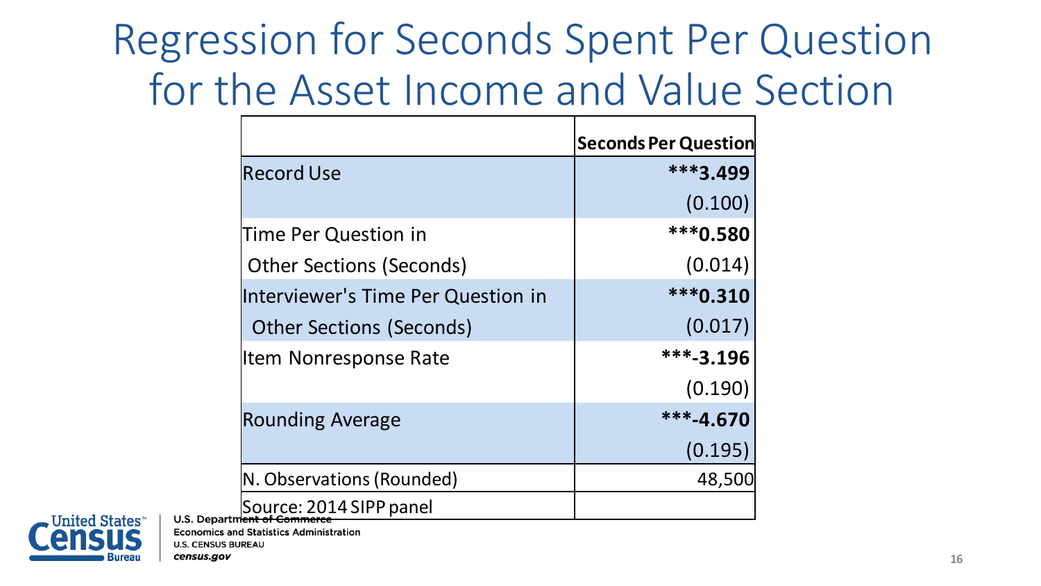# Regression for Seconds Spent Per Question for the Asset Income and Value Section

| | **Seconds Per Question** |
|---|---|
| Record Use | ***3.499** |
| | (0.100) |
| Time Per Question in Other Sections (Seconds) | ***0.580** |
| | (0.014) |
| Interviewer's Time Per Question in Other Sections (Seconds) | ***0.310** |
| | (0.017) |
| Item Nonresponse Rate | ***-3.196** |
| | (0.190) |
| Rounding Average | ***-4.670** |
| | (0.195) |
| N. Observations (Rounded) | 48,500 |
| Source: 2014 SIPP panel | |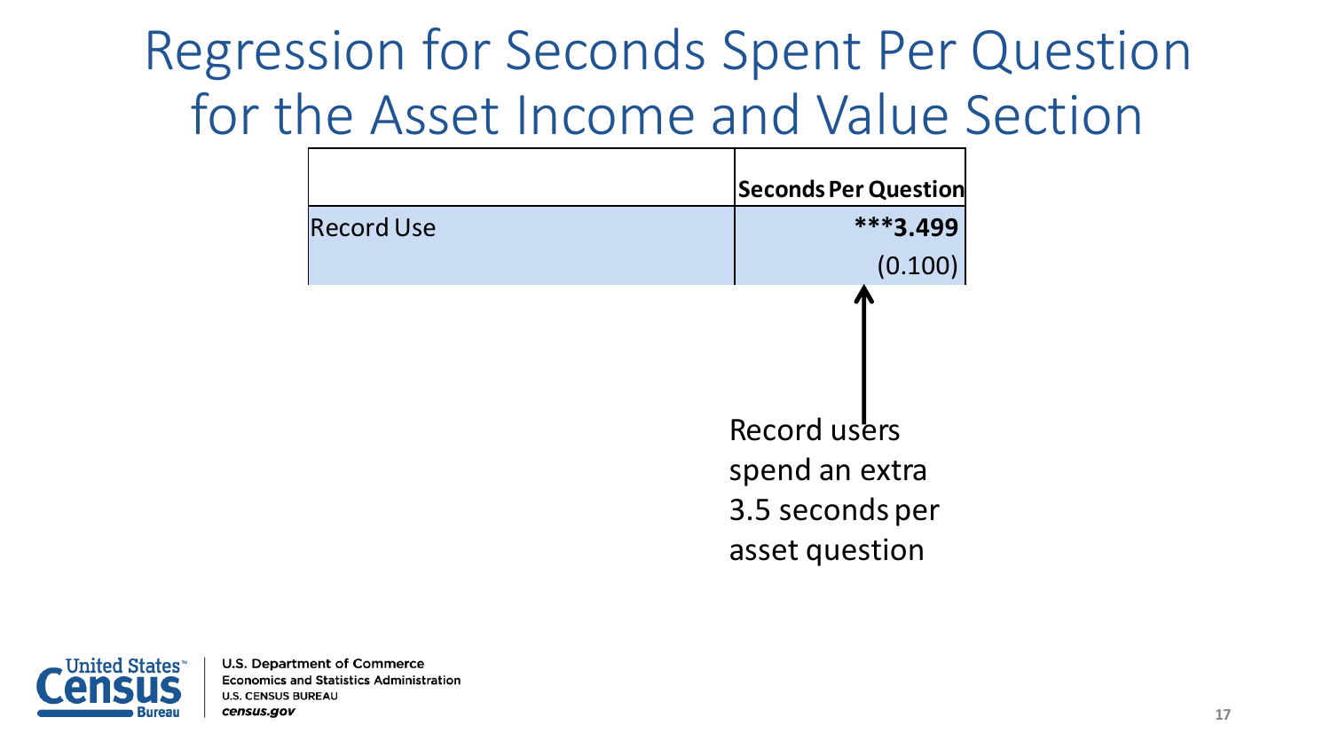# Regression for Seconds Spent Per Question for the Asset Income and Value Section

| | Seconds Per Question |
|---|---|
| Record Use | ***3.499 |
| | (0.100) |

Record users spend an extra 3.5 seconds per asset question

U.S. Department of Commerce
Economics and Statistics Administration
U.S. CENSUS BUREAU
*census.gov*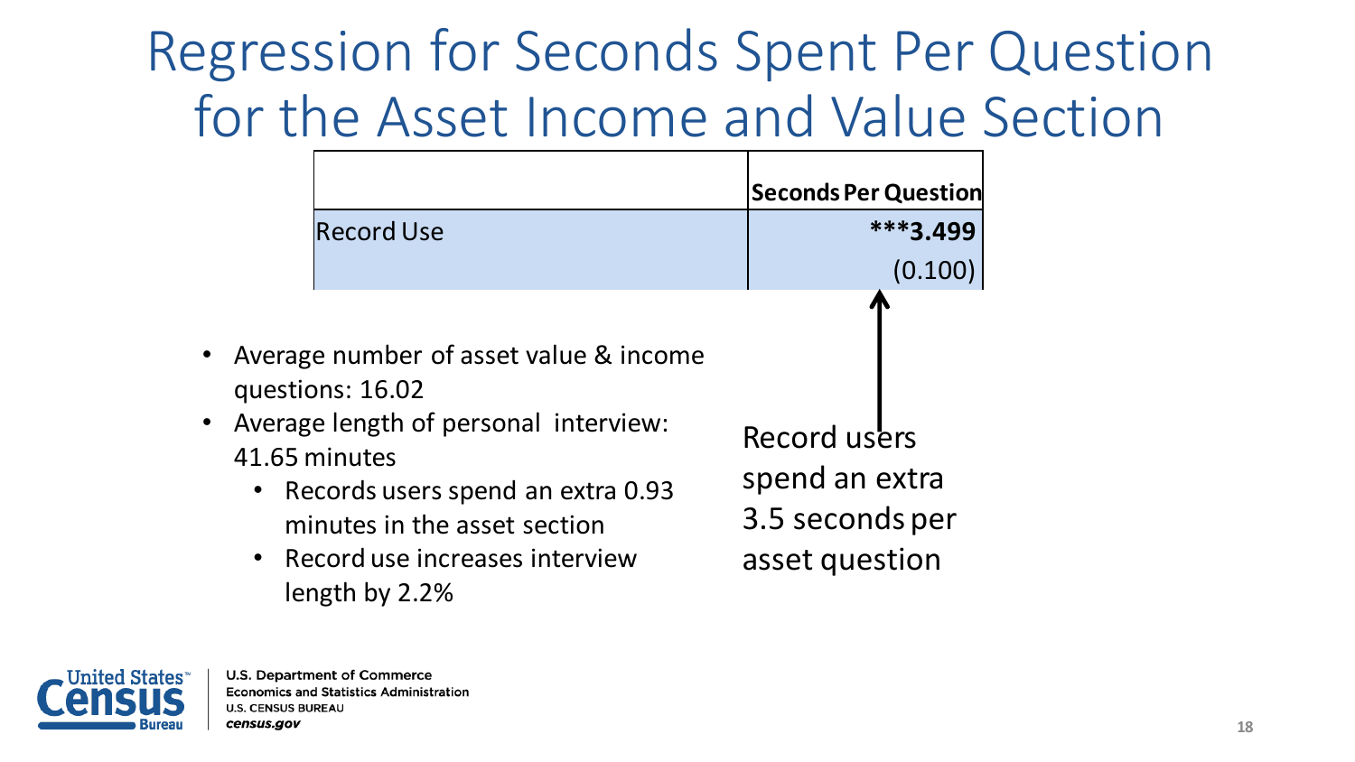# Regression for Seconds Spent Per Question for the Asset Income and Value Section

| | Seconds Per Question |
|---|---|
| Record Use | ***3.499 |
| | (0.100) |

- Average number of asset value & income questions: 16.02
- Average length of personal interview: 41.65 minutes
  - Records users spend an extra 0.93 minutes in the asset section
  - Record use increases interview length by 2.2%

Record users spend an extra 3.5 seconds per asset question

U.S. Department of Commerce
Economics and Statistics Administration
U.S. CENSUS BUREAU
*census.gov*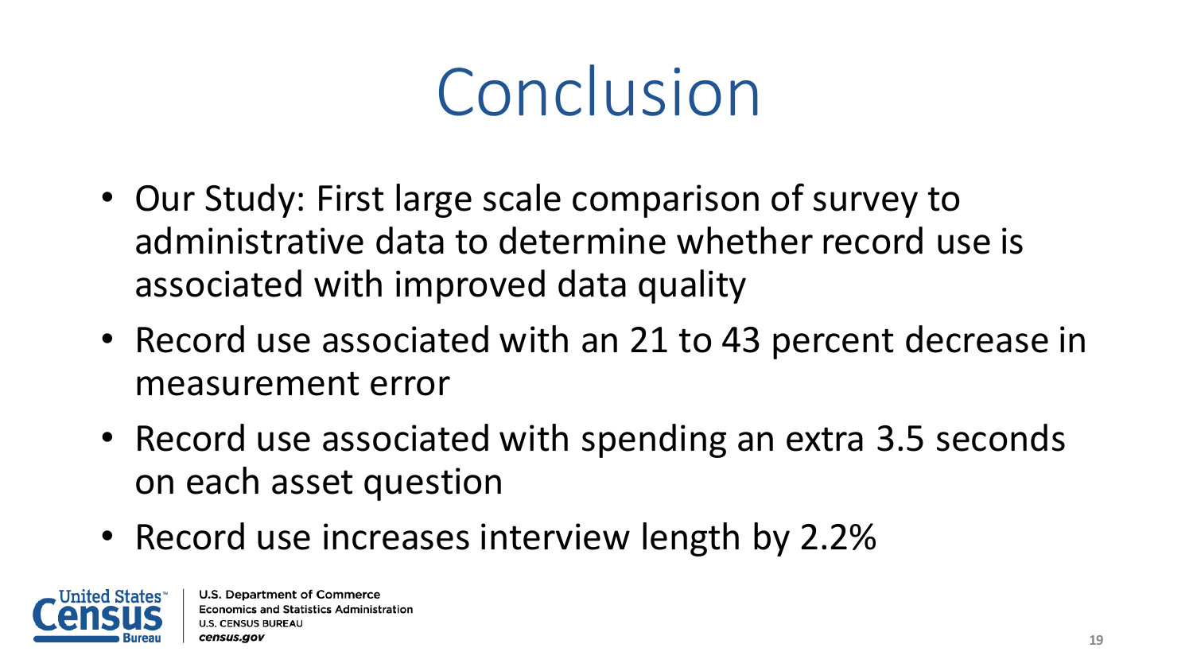# Conclusion

- Our Study: First large scale comparison of survey to administrative data to determine whether record use is associated with improved data quality
- Record use associated with an 21 to 43 percent decrease in measurement error
- Record use associated with spending an extra 3.5 seconds on each asset question
- Record use increases interview length by 2.2%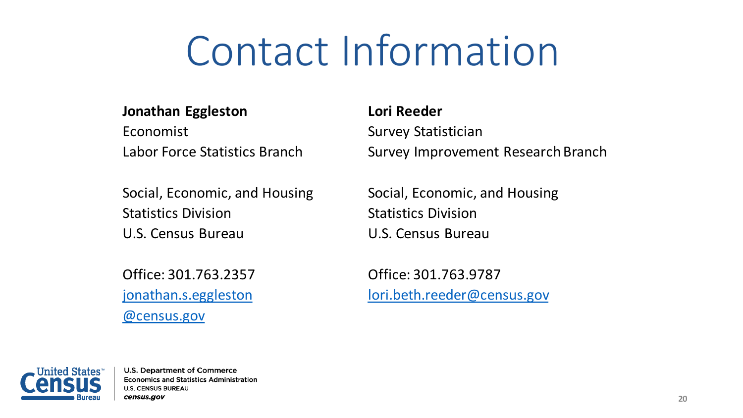# Contact Information

**Jonathan Eggleston**
Economist
Labor Force Statistics Branch

Social, Economic, and Housing Statistics Division
U.S. Census Bureau

Office: 301.763.2357
jonathan.s.eggleston@census.gov

**Lori Reeder**
Survey Statistician
Survey Improvement Research Branch

Social, Economic, and Housing Statistics Division
U.S. Census Bureau

Office: 301.763.9787
lori.beth.reeder@census.gov

U.S. Department of Commerce
Economics and Statistics Administration
U.S. CENSUS BUREAU
*census.gov*